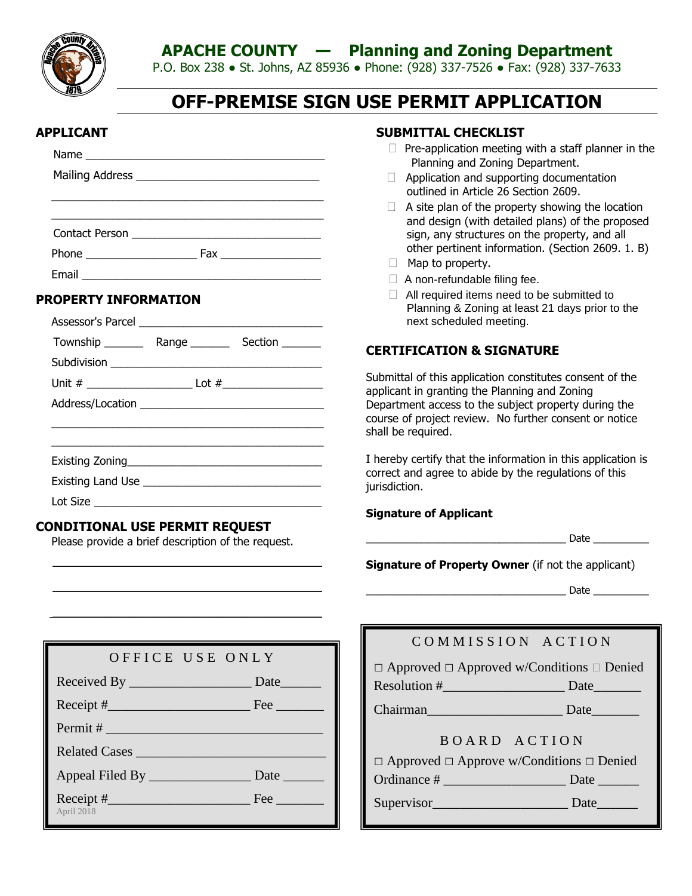# APACHE COUNTY — Planning and Zoning Department

P.O. Box 238 ● St. Johns, AZ 85936 ● Phone: (928) 337-7526 ● Fax: (928) 337-7633

## OFF-PREMISE SIGN USE PERMIT APPLICATION

### APPLICANT

Name ________________________________________

Mailing Address ______________________________

_____________________________________________

_____________________________________________

Contact Person _______________________________

Phone _________________ Fax ________________

Email ________________________________________

### PROPERTY INFORMATION

Assessor's Parcel _____________________________

Township ______ Range ______ Section ______

Subdivision __________________________________

Unit # ________________ Lot # ________________

Address/Location ______________________________

_____________________________________________

_____________________________________________

Existing Zoning_______________________________

Existing Land Use _____________________________

Lot Size _____________________________________

### CONDITIONAL USE PERMIT REQUEST

Please provide a brief description of the request.

_____________________________________________

_____________________________________________

_____________________________________________

### SUBMITTAL CHECKLIST

- ☐ Pre-application meeting with a staff planner in the Planning and Zoning Department.
- ☐ Application and supporting documentation outlined in Article 26 Section 2609.
- ☐ A site plan of the property showing the location and design (with detailed plans) of the proposed sign, any structures on the property, and all other pertinent information. (Section 2609. 1. B)
- ☐ Map to property.
- ☐ A non-refundable filing fee.
- ☐ All required items need to be submitted to Planning & Zoning at least 21 days prior to the next scheduled meeting.

### CERTIFICATION & SIGNATURE

Submittal of this application constitutes consent of the applicant in granting the Planning and Zoning Department access to the subject property during the course of project review. No further consent or notice shall be required.

I hereby certify that the information in this application is correct and agree to abide by the regulations of this jurisdiction.

**Signature of Applicant**

_________________________________ Date __________

**Signature of Property Owner** (if not the applicant)

_________________________________ Date __________

---

**OFFICE USE ONLY**

Received By _________________ Date______

Receipt #____________________ Fee _______

Permit # ____________________________

Related Cases _________________________

Appeal Filed By ______________ Date ______

Receipt #____________________ Fee _______

April 2018

---

**COMMISSION ACTION**

□ Approved □ Approved w/Conditions □ Denied

Resolution #_________________ Date_______

Chairman___________________ Date_______

**BOARD ACTION**

□ Approved □ Approve w/Conditions □ Denied

Ordinance # _________________ Date ______

Supervisor___________________ Date______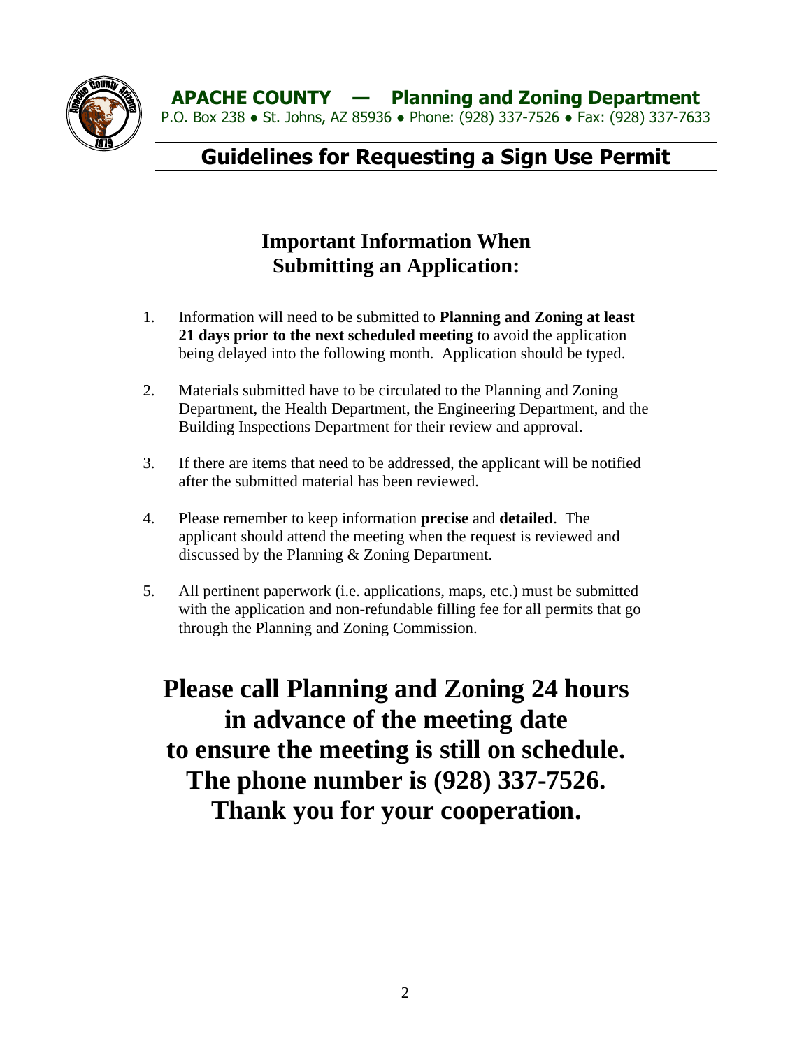**APACHE COUNTY — Planning and Zoning Department**

P.O. Box 238 ● St. Johns, AZ 85936 ● Phone: (928) 337-7526 ● Fax: (928) 337-7633

# Guidelines for Requesting a Sign Use Permit

## Important Information When Submitting an Application:

1. Information will need to be submitted to **Planning and Zoning at least 21 days prior to the next scheduled meeting** to avoid the application being delayed into the following month. Application should be typed.

2. Materials submitted have to be circulated to the Planning and Zoning Department, the Health Department, the Engineering Department, and the Building Inspections Department for their review and approval.

3. If there are items that need to be addressed, the applicant will be notified after the submitted material has been reviewed.

4. Please remember to keep information **precise** and **detailed**. The applicant should attend the meeting when the request is reviewed and discussed by the Planning & Zoning Department.

5. All pertinent paperwork (i.e. applications, maps, etc.) must be submitted with the application and non-refundable filling fee for all permits that go through the Planning and Zoning Commission.

**Please call Planning and Zoning 24 hours in advance of the meeting date to ensure the meeting is still on schedule. The phone number is (928) 337-7526. Thank you for your cooperation.**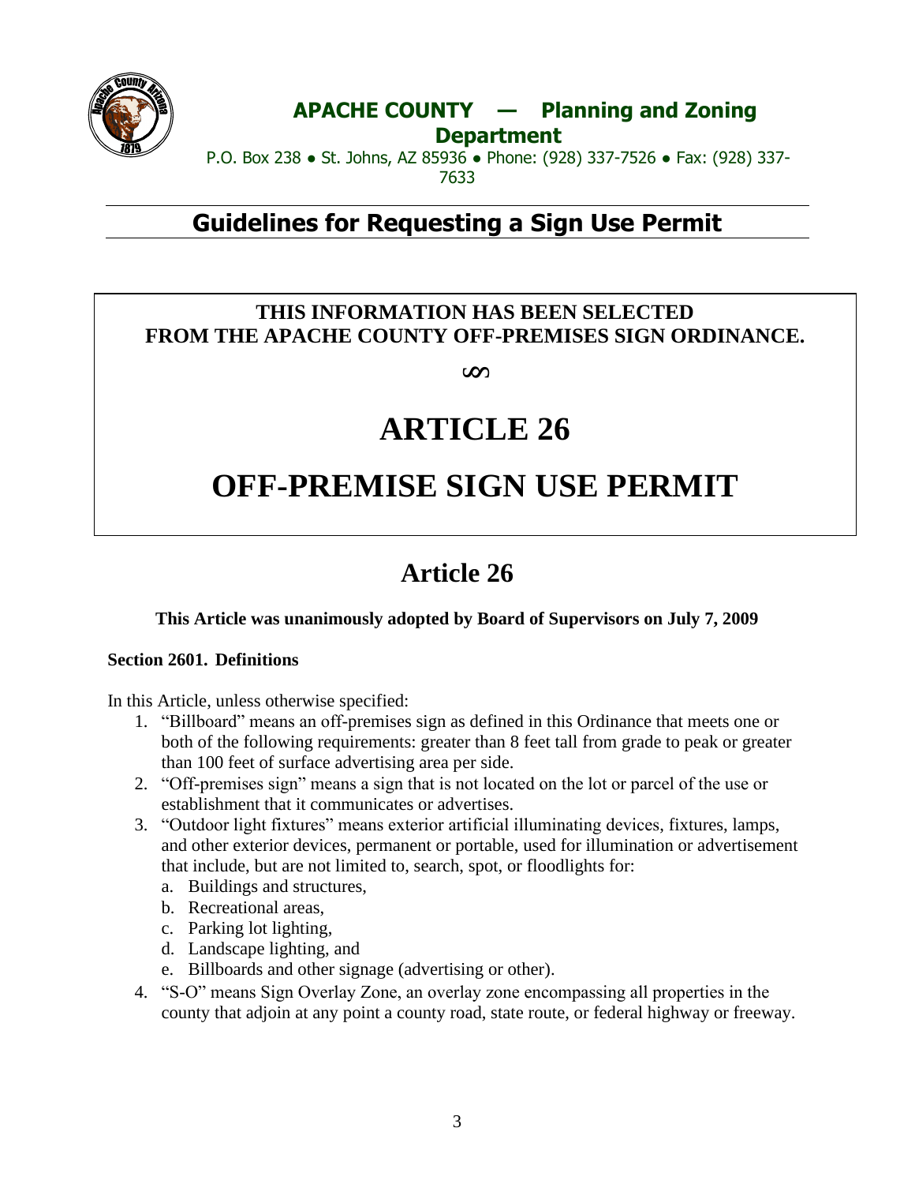## APACHE COUNTY — Planning and Zoning Department

P.O. Box 238 ● St. Johns, AZ 85936 ● Phone: (928) 337-7526 ● Fax: (928) 337-7633

# Guidelines for Requesting a Sign Use Permit

**THIS INFORMATION HAS BEEN SELECTED FROM THE APACHE COUNTY OFF-PREMISES SIGN ORDINANCE.**

# ARTICLE 26

# OFF-PREMISE SIGN USE PERMIT

## Article 26

**This Article was unanimously adopted by Board of Supervisors on July 7, 2009**

### Section 2601. Definitions

In this Article, unless otherwise specified:

1. "Billboard" means an off-premises sign as defined in this Ordinance that meets one or both of the following requirements: greater than 8 feet tall from grade to peak or greater than 100 feet of surface advertising area per side.
2. "Off-premises sign" means a sign that is not located on the lot or parcel of the use or establishment that it communicates or advertises.
3. "Outdoor light fixtures" means exterior artificial illuminating devices, fixtures, lamps, and other exterior devices, permanent or portable, used for illumination or advertisement that include, but are not limited to, search, spot, or floodlights for:
   a. Buildings and structures,
   b. Recreational areas,
   c. Parking lot lighting,
   d. Landscape lighting, and
   e. Billboards and other signage (advertising or other).
4. "S-O" means Sign Overlay Zone, an overlay zone encompassing all properties in the county that adjoin at any point a county road, state route, or federal highway or freeway.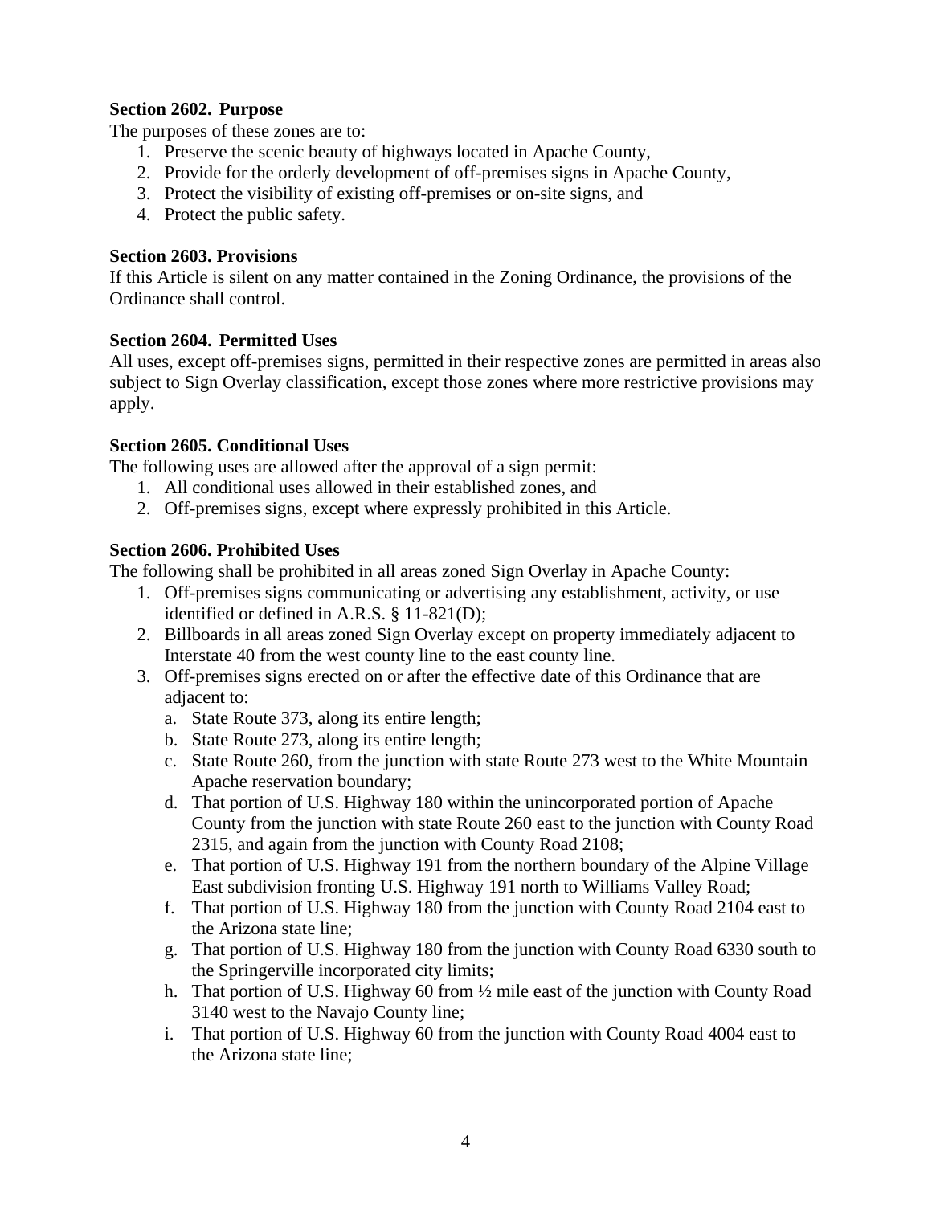**Section 2602. Purpose**

The purposes of these zones are to:

1. Preserve the scenic beauty of highways located in Apache County,
2. Provide for the orderly development of off-premises signs in Apache County,
3. Protect the visibility of existing off-premises or on-site signs, and
4. Protect the public safety.

**Section 2603. Provisions**

If this Article is silent on any matter contained in the Zoning Ordinance, the provisions of the Ordinance shall control.

**Section 2604. Permitted Uses**

All uses, except off-premises signs, permitted in their respective zones are permitted in areas also subject to Sign Overlay classification, except those zones where more restrictive provisions may apply.

**Section 2605. Conditional Uses**

The following uses are allowed after the approval of a sign permit:

1. All conditional uses allowed in their established zones, and
2. Off-premises signs, except where expressly prohibited in this Article.

**Section 2606. Prohibited Uses**

The following shall be prohibited in all areas zoned Sign Overlay in Apache County:

1. Off-premises signs communicating or advertising any establishment, activity, or use identified or defined in A.R.S. § 11-821(D);
2. Billboards in all areas zoned Sign Overlay except on property immediately adjacent to Interstate 40 from the west county line to the east county line.
3. Off-premises signs erected on or after the effective date of this Ordinance that are adjacent to:
   a. State Route 373, along its entire length;
   b. State Route 273, along its entire length;
   c. State Route 260, from the junction with state Route 273 west to the White Mountain Apache reservation boundary;
   d. That portion of U.S. Highway 180 within the unincorporated portion of Apache County from the junction with state Route 260 east to the junction with County Road 2315, and again from the junction with County Road 2108;
   e. That portion of U.S. Highway 191 from the northern boundary of the Alpine Village East subdivision fronting U.S. Highway 191 north to Williams Valley Road;
   f. That portion of U.S. Highway 180 from the junction with County Road 2104 east to the Arizona state line;
   g. That portion of U.S. Highway 180 from the junction with County Road 6330 south to the Springerville incorporated city limits;
   h. That portion of U.S. Highway 60 from ½ mile east of the junction with County Road 3140 west to the Navajo County line;
   i. That portion of U.S. Highway 60 from the junction with County Road 4004 east to the Arizona state line;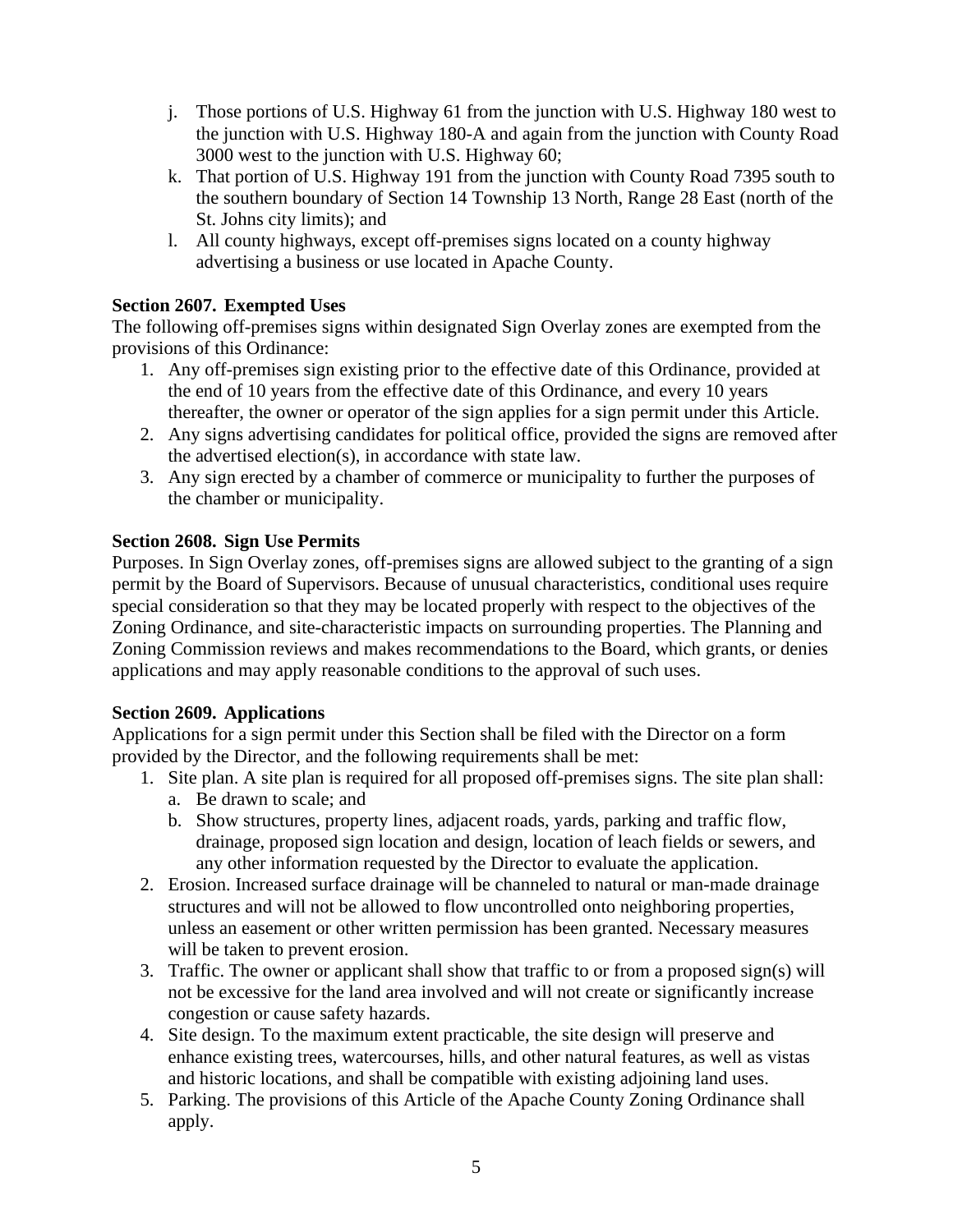j. Those portions of U.S. Highway 61 from the junction with U.S. Highway 180 west to the junction with U.S. Highway 180-A and again from the junction with County Road 3000 west to the junction with U.S. Highway 60;
k. That portion of U.S. Highway 191 from the junction with County Road 7395 south to the southern boundary of Section 14 Township 13 North, Range 28 East (north of the St. Johns city limits); and
l. All county highways, except off-premises signs located on a county highway advertising a business or use located in Apache County.

**Section 2607. Exempted Uses**

The following off-premises signs within designated Sign Overlay zones are exempted from the provisions of this Ordinance:

1. Any off-premises sign existing prior to the effective date of this Ordinance, provided at the end of 10 years from the effective date of this Ordinance, and every 10 years thereafter, the owner or operator of the sign applies for a sign permit under this Article.
2. Any signs advertising candidates for political office, provided the signs are removed after the advertised election(s), in accordance with state law.
3. Any sign erected by a chamber of commerce or municipality to further the purposes of the chamber or municipality.

**Section 2608. Sign Use Permits**

Purposes. In Sign Overlay zones, off-premises signs are allowed subject to the granting of a sign permit by the Board of Supervisors. Because of unusual characteristics, conditional uses require special consideration so that they may be located properly with respect to the objectives of the Zoning Ordinance, and site-characteristic impacts on surrounding properties. The Planning and Zoning Commission reviews and makes recommendations to the Board, which grants, or denies applications and may apply reasonable conditions to the approval of such uses.

**Section 2609. Applications**

Applications for a sign permit under this Section shall be filed with the Director on a form provided by the Director, and the following requirements shall be met:

1. Site plan. A site plan is required for all proposed off-premises signs. The site plan shall:
   a. Be drawn to scale; and
   b. Show structures, property lines, adjacent roads, yards, parking and traffic flow, drainage, proposed sign location and design, location of leach fields or sewers, and any other information requested by the Director to evaluate the application.
2. Erosion. Increased surface drainage will be channeled to natural or man-made drainage structures and will not be allowed to flow uncontrolled onto neighboring properties, unless an easement or other written permission has been granted. Necessary measures will be taken to prevent erosion.
3. Traffic. The owner or applicant shall show that traffic to or from a proposed sign(s) will not be excessive for the land area involved and will not create or significantly increase congestion or cause safety hazards.
4. Site design. To the maximum extent practicable, the site design will preserve and enhance existing trees, watercourses, hills, and other natural features, as well as vistas and historic locations, and shall be compatible with existing adjoining land uses.
5. Parking. The provisions of this Article of the Apache County Zoning Ordinance shall apply.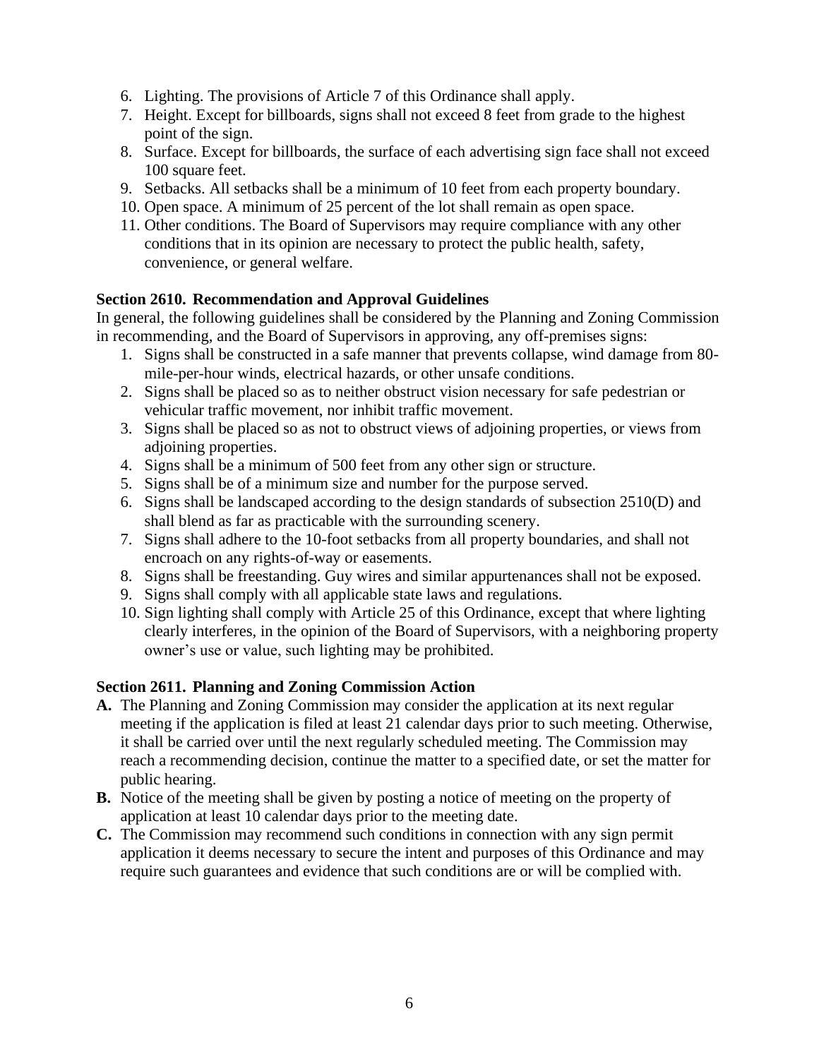6. Lighting. The provisions of Article 7 of this Ordinance shall apply.
7. Height. Except for billboards, signs shall not exceed 8 feet from grade to the highest point of the sign.
8. Surface. Except for billboards, the surface of each advertising sign face shall not exceed 100 square feet.
9. Setbacks. All setbacks shall be a minimum of 10 feet from each property boundary.
10. Open space. A minimum of 25 percent of the lot shall remain as open space.
11. Other conditions. The Board of Supervisors may require compliance with any other conditions that in its opinion are necessary to protect the public health, safety, convenience, or general welfare.

**Section 2610. Recommendation and Approval Guidelines**

In general, the following guidelines shall be considered by the Planning and Zoning Commission in recommending, and the Board of Supervisors in approving, any off-premises signs:

1. Signs shall be constructed in a safe manner that prevents collapse, wind damage from 80-mile-per-hour winds, electrical hazards, or other unsafe conditions.
2. Signs shall be placed so as to neither obstruct vision necessary for safe pedestrian or vehicular traffic movement, nor inhibit traffic movement.
3. Signs shall be placed so as not to obstruct views of adjoining properties, or views from adjoining properties.
4. Signs shall be a minimum of 500 feet from any other sign or structure.
5. Signs shall be of a minimum size and number for the purpose served.
6. Signs shall be landscaped according to the design standards of subsection 2510(D) and shall blend as far as practicable with the surrounding scenery.
7. Signs shall adhere to the 10-foot setbacks from all property boundaries, and shall not encroach on any rights-of-way or easements.
8. Signs shall be freestanding. Guy wires and similar appurtenances shall not be exposed.
9. Signs shall comply with all applicable state laws and regulations.
10. Sign lighting shall comply with Article 25 of this Ordinance, except that where lighting clearly interferes, in the opinion of the Board of Supervisors, with a neighboring property owner's use or value, such lighting may be prohibited.

**Section 2611. Planning and Zoning Commission Action**

**A.** The Planning and Zoning Commission may consider the application at its next regular meeting if the application is filed at least 21 calendar days prior to such meeting. Otherwise, it shall be carried over until the next regularly scheduled meeting. The Commission may reach a recommending decision, continue the matter to a specified date, or set the matter for public hearing.

**B.** Notice of the meeting shall be given by posting a notice of meeting on the property of application at least 10 calendar days prior to the meeting date.

**C.** The Commission may recommend such conditions in connection with any sign permit application it deems necessary to secure the intent and purposes of this Ordinance and may require such guarantees and evidence that such conditions are or will be complied with.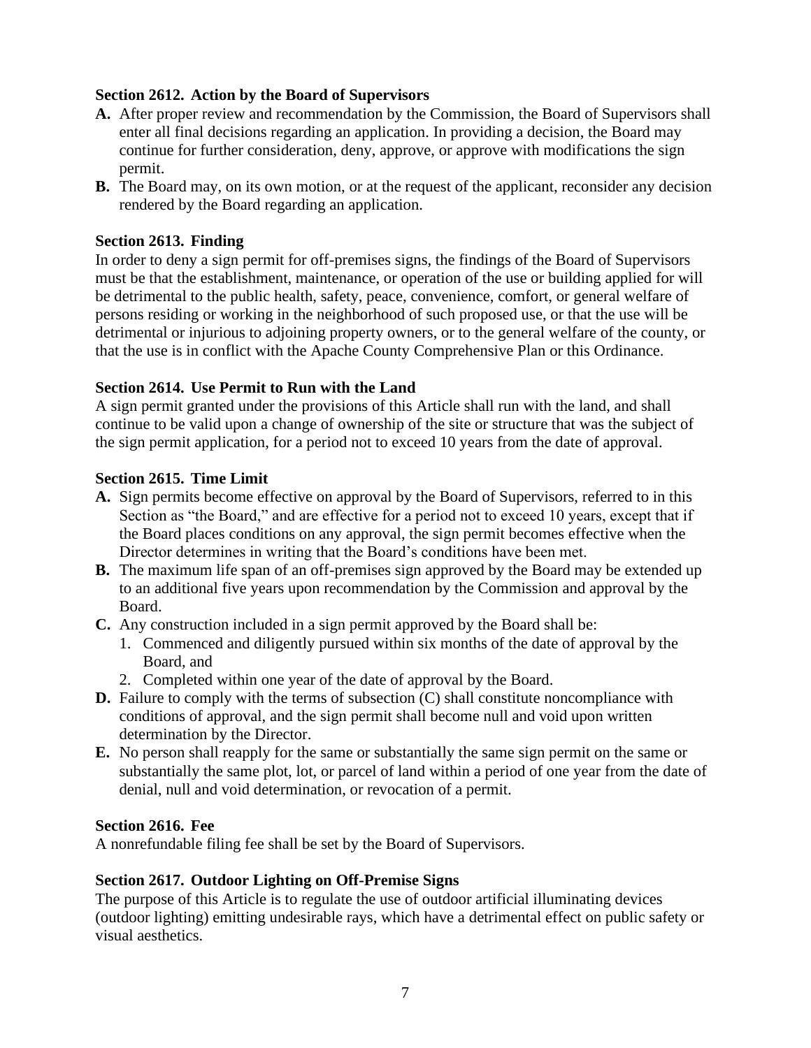### Section 2612. Action by the Board of Supervisors

**A.** After proper review and recommendation by the Commission, the Board of Supervisors shall enter all final decisions regarding an application. In providing a decision, the Board may continue for further consideration, deny, approve, or approve with modifications the sign permit.

**B.** The Board may, on its own motion, or at the request of the applicant, reconsider any decision rendered by the Board regarding an application.

### Section 2613. Finding

In order to deny a sign permit for off-premises signs, the findings of the Board of Supervisors must be that the establishment, maintenance, or operation of the use or building applied for will be detrimental to the public health, safety, peace, convenience, comfort, or general welfare of persons residing or working in the neighborhood of such proposed use, or that the use will be detrimental or injurious to adjoining property owners, or to the general welfare of the county, or that the use is in conflict with the Apache County Comprehensive Plan or this Ordinance.

### Section 2614. Use Permit to Run with the Land

A sign permit granted under the provisions of this Article shall run with the land, and shall continue to be valid upon a change of ownership of the site or structure that was the subject of the sign permit application, for a period not to exceed 10 years from the date of approval.

### Section 2615. Time Limit

**A.** Sign permits become effective on approval by the Board of Supervisors, referred to in this Section as "the Board," and are effective for a period not to exceed 10 years, except that if the Board places conditions on any approval, the sign permit becomes effective when the Director determines in writing that the Board's conditions have been met.

**B.** The maximum life span of an off-premises sign approved by the Board may be extended up to an additional five years upon recommendation by the Commission and approval by the Board.

**C.** Any construction included in a sign permit approved by the Board shall be:

1. Commenced and diligently pursued within six months of the date of approval by the Board, and
2. Completed within one year of the date of approval by the Board.

**D.** Failure to comply with the terms of subsection (C) shall constitute noncompliance with conditions of approval, and the sign permit shall become null and void upon written determination by the Director.

**E.** No person shall reapply for the same or substantially the same sign permit on the same or substantially the same plot, lot, or parcel of land within a period of one year from the date of denial, null and void determination, or revocation of a permit.

### Section 2616. Fee

A nonrefundable filing fee shall be set by the Board of Supervisors.

### Section 2617. Outdoor Lighting on Off-Premise Signs

The purpose of this Article is to regulate the use of outdoor artificial illuminating devices (outdoor lighting) emitting undesirable rays, which have a detrimental effect on public safety or visual aesthetics.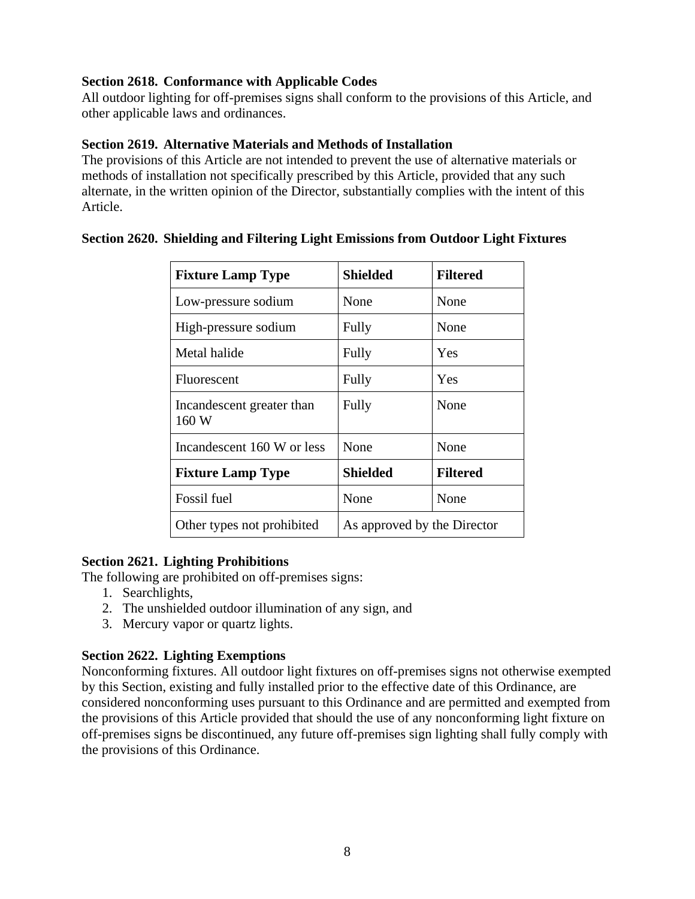**Section 2618. Conformance with Applicable Codes**

All outdoor lighting for off-premises signs shall conform to the provisions of this Article, and other applicable laws and ordinances.

**Section 2619. Alternative Materials and Methods of Installation**

The provisions of this Article are not intended to prevent the use of alternative materials or methods of installation not specifically prescribed by this Article, provided that any such alternate, in the written opinion of the Director, substantially complies with the intent of this Article.

**Section 2620. Shielding and Filtering Light Emissions from Outdoor Light Fixtures**

| Fixture Lamp Type | Shielded | Filtered |
|---|---|---|
| Low-pressure sodium | None | None |
| High-pressure sodium | Fully | None |
| Metal halide | Fully | Yes |
| Fluorescent | Fully | Yes |
| Incandescent greater than 160 W | Fully | None |
| Incandescent 160 W or less | None | None |
| **Fixture Lamp Type** | **Shielded** | **Filtered** |
| Fossil fuel | None | None |
| Other types not prohibited | As approved by the Director | |

**Section 2621. Lighting Prohibitions**

The following are prohibited on off-premises signs:

1. Searchlights,
2. The unshielded outdoor illumination of any sign, and
3. Mercury vapor or quartz lights.

**Section 2622. Lighting Exemptions**

Nonconforming fixtures. All outdoor light fixtures on off-premises signs not otherwise exempted by this Section, existing and fully installed prior to the effective date of this Ordinance, are considered nonconforming uses pursuant to this Ordinance and are permitted and exempted from the provisions of this Article provided that should the use of any nonconforming light fixture on off-premises signs be discontinued, any future off-premises sign lighting shall fully comply with the provisions of this Ordinance.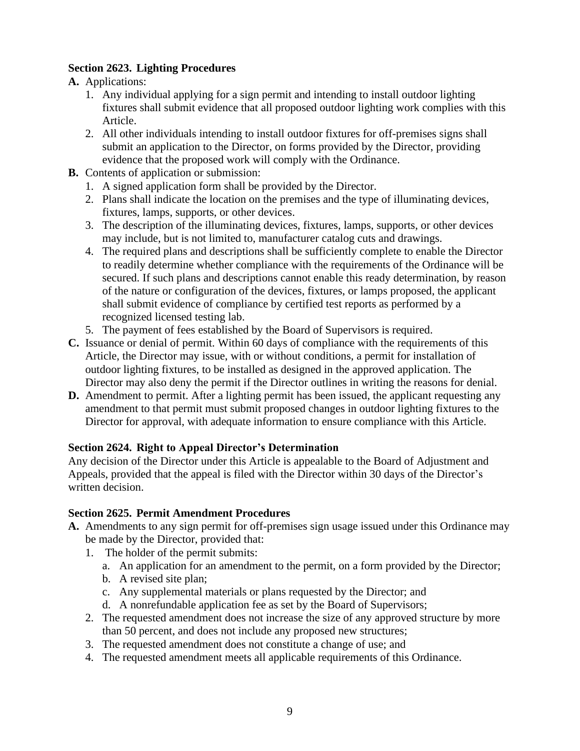**Section 2623. Lighting Procedures**

**A.** Applications:

1. Any individual applying for a sign permit and intending to install outdoor lighting fixtures shall submit evidence that all proposed outdoor lighting work complies with this Article.
2. All other individuals intending to install outdoor fixtures for off-premises signs shall submit an application to the Director, on forms provided by the Director, providing evidence that the proposed work will comply with the Ordinance.

**B.** Contents of application or submission:

1. A signed application form shall be provided by the Director.
2. Plans shall indicate the location on the premises and the type of illuminating devices, fixtures, lamps, supports, or other devices.
3. The description of the illuminating devices, fixtures, lamps, supports, or other devices may include, but is not limited to, manufacturer catalog cuts and drawings.
4. The required plans and descriptions shall be sufficiently complete to enable the Director to readily determine whether compliance with the requirements of the Ordinance will be secured. If such plans and descriptions cannot enable this ready determination, by reason of the nature or configuration of the devices, fixtures, or lamps proposed, the applicant shall submit evidence of compliance by certified test reports as performed by a recognized licensed testing lab.
5. The payment of fees established by the Board of Supervisors is required.

**C.** Issuance or denial of permit. Within 60 days of compliance with the requirements of this Article, the Director may issue, with or without conditions, a permit for installation of outdoor lighting fixtures, to be installed as designed in the approved application. The Director may also deny the permit if the Director outlines in writing the reasons for denial.

**D.** Amendment to permit. After a lighting permit has been issued, the applicant requesting any amendment to that permit must submit proposed changes in outdoor lighting fixtures to the Director for approval, with adequate information to ensure compliance with this Article.

**Section 2624. Right to Appeal Director's Determination**

Any decision of the Director under this Article is appealable to the Board of Adjustment and Appeals, provided that the appeal is filed with the Director within 30 days of the Director's written decision.

**Section 2625. Permit Amendment Procedures**

**A.** Amendments to any sign permit for off-premises sign usage issued under this Ordinance may be made by the Director, provided that:

1. The holder of the permit submits:
   a. An application for an amendment to the permit, on a form provided by the Director;
   b. A revised site plan;
   c. Any supplemental materials or plans requested by the Director; and
   d. A nonrefundable application fee as set by the Board of Supervisors;
2. The requested amendment does not increase the size of any approved structure by more than 50 percent, and does not include any proposed new structures;
3. The requested amendment does not constitute a change of use; and
4. The requested amendment meets all applicable requirements of this Ordinance.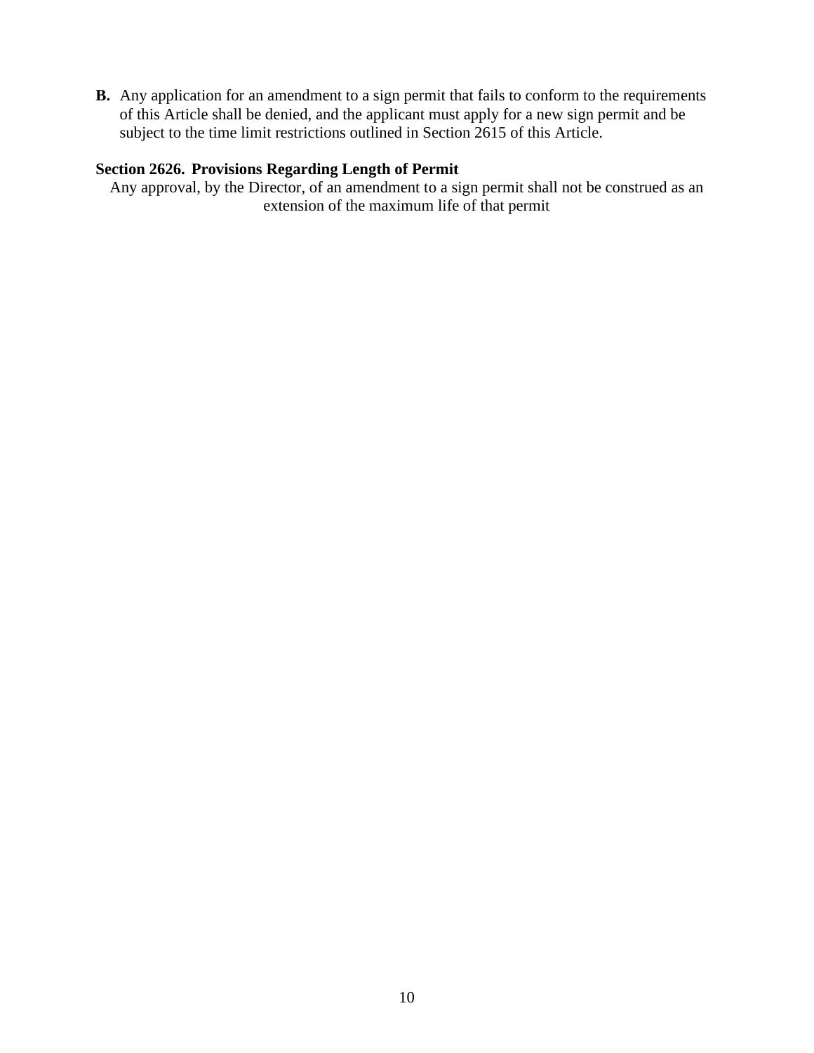**B.** Any application for an amendment to a sign permit that fails to conform to the requirements of this Article shall be denied, and the applicant must apply for a new sign permit and be subject to the time limit restrictions outlined in Section 2615 of this Article.

**Section 2626. Provisions Regarding Length of Permit**

Any approval, by the Director, of an amendment to a sign permit shall not be construed as an extension of the maximum life of that permit